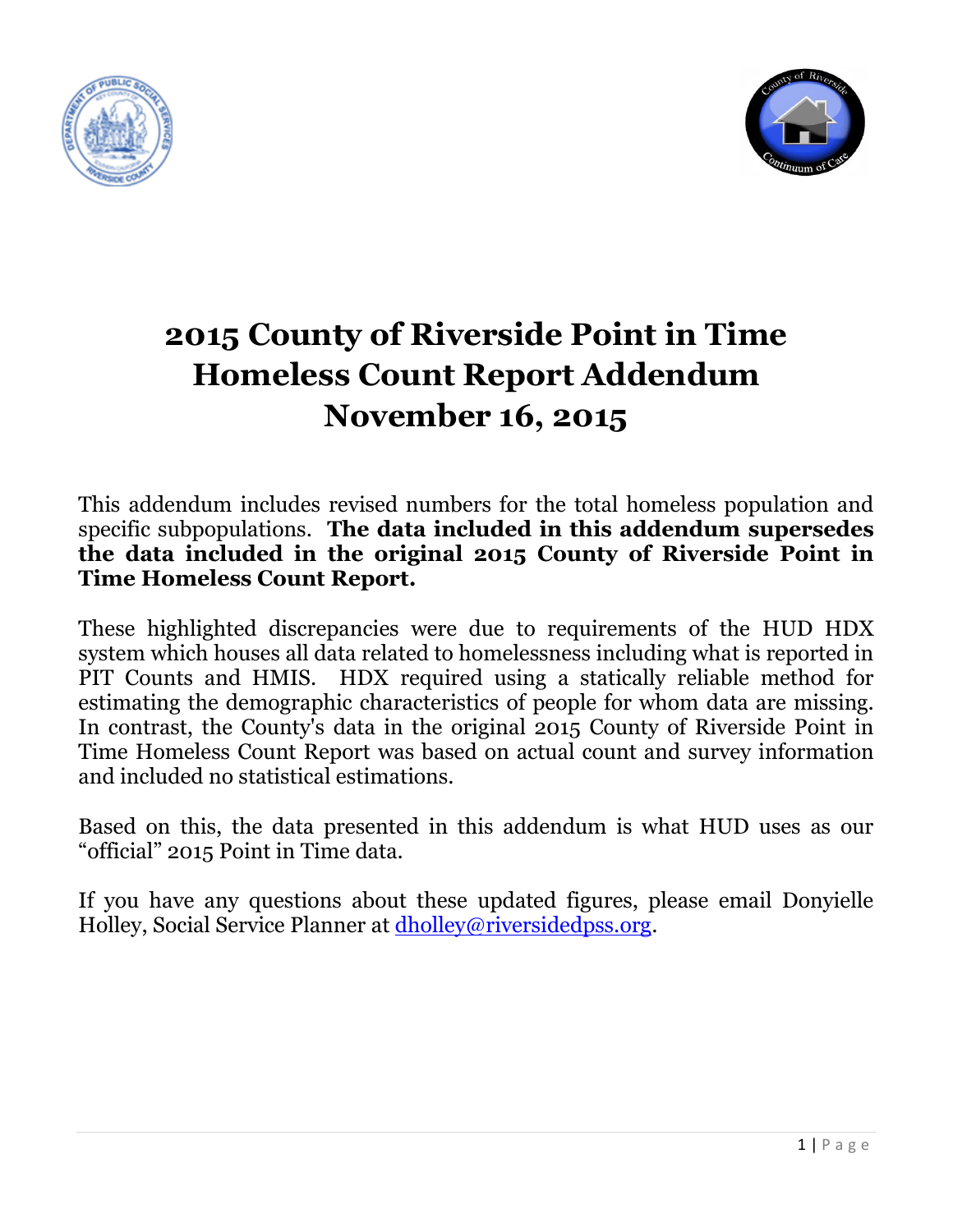# 2015 County of Riverside Point in Time Homeless Count Report Addendum November 16, 2015

This addendum includes revised numbers for the total homeless population and specific subpopulations. **The data included in this addendum supersedes the data included in the original 2015 County of Riverside Point in Time Homeless Count Report.**

These highlighted discrepancies were due to requirements of the HUD HDX system which houses all data related to homelessness including what is reported in PIT Counts and HMIS. HDX required using a statically reliable method for estimating the demographic characteristics of people for whom data are missing. In contrast, the County's data in the original 2015 County of Riverside Point in Time Homeless Count Report was based on actual count and survey information and included no statistical estimations.

Based on this, the data presented in this addendum is what HUD uses as our "official" 2015 Point in Time data.

If you have any questions about these updated figures, please email Donyielle Holley, Social Service Planner at dholley@riversidedpss.org.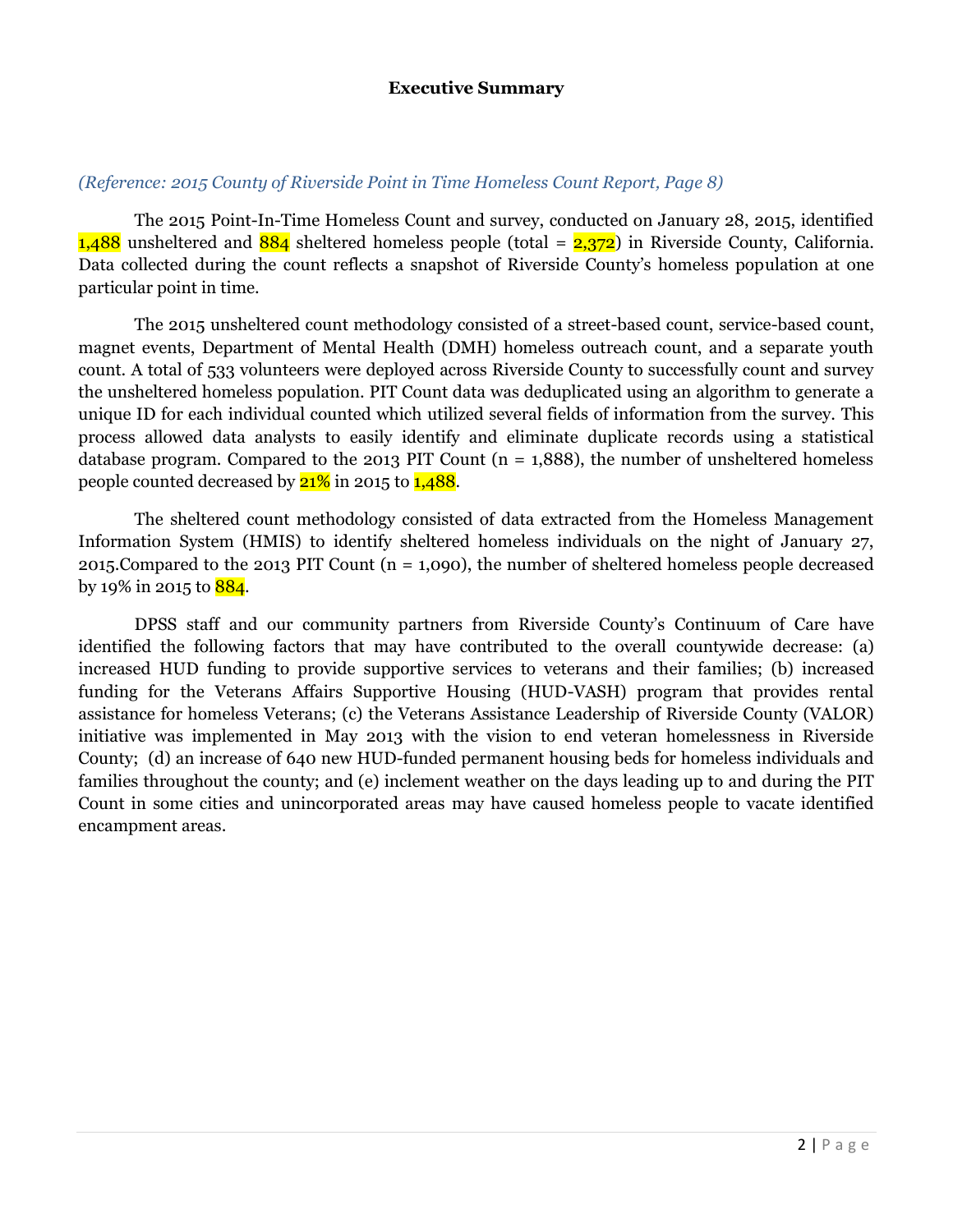## Executive Summary

*(Reference: 2015 County of Riverside Point in Time Homeless Count Report, Page 8)*

The 2015 Point-In-Time Homeless Count and survey, conducted on January 28, 2015, identified 1,488 unsheltered and 884 sheltered homeless people (total = 2,372) in Riverside County, California. Data collected during the count reflects a snapshot of Riverside County's homeless population at one particular point in time.

The 2015 unsheltered count methodology consisted of a street-based count, service-based count, magnet events, Department of Mental Health (DMH) homeless outreach count, and a separate youth count. A total of 533 volunteers were deployed across Riverside County to successfully count and survey the unsheltered homeless population. PIT Count data was deduplicated using an algorithm to generate a unique ID for each individual counted which utilized several fields of information from the survey. This process allowed data analysts to easily identify and eliminate duplicate records using a statistical database program. Compared to the 2013 PIT Count (n = 1,888), the number of unsheltered homeless people counted decreased by 21% in 2015 to 1,488.

The sheltered count methodology consisted of data extracted from the Homeless Management Information System (HMIS) to identify sheltered homeless individuals on the night of January 27, 2015.Compared to the 2013 PIT Count (n = 1,090), the number of sheltered homeless people decreased by 19% in 2015 to 884.

DPSS staff and our community partners from Riverside County's Continuum of Care have identified the following factors that may have contributed to the overall countywide decrease: (a) increased HUD funding to provide supportive services to veterans and their families; (b) increased funding for the Veterans Affairs Supportive Housing (HUD-VASH) program that provides rental assistance for homeless Veterans; (c) the Veterans Assistance Leadership of Riverside County (VALOR) initiative was implemented in May 2013 with the vision to end veteran homelessness in Riverside County; (d) an increase of 640 new HUD-funded permanent housing beds for homeless individuals and families throughout the county; and (e) inclement weather on the days leading up to and during the PIT Count in some cities and unincorporated areas may have caused homeless people to vacate identified encampment areas.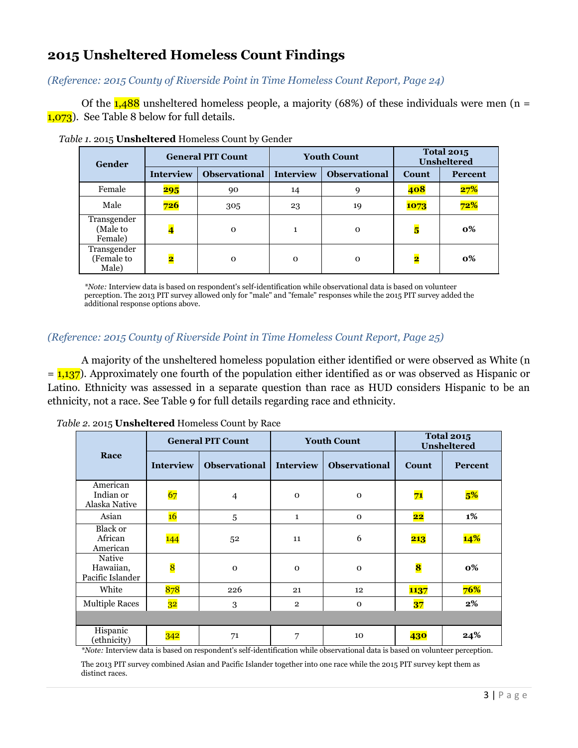## 2015 Unsheltered Homeless Count Findings

*(Reference: 2015 County of Riverside Point in Time Homeless Count Report, Page 24)*

Of the 1,488 unsheltered homeless people, a majority (68%) of these individuals were men (n = 1,073). See Table 8 below for full details.

*Table 1.* 2015 **Unsheltered** Homeless Count by Gender

| Gender | General PIT Count | | Youth Count | | Total 2015 Unsheltered | |
|---|---|---|---|---|---|---|
| | Interview | Observational | Interview | Observational | Count | Percent |
| Female | 295 | 90 | 14 | 9 | 408 | 27% |
| Male | 726 | 305 | 23 | 19 | 1073 | 72% |
| Transgender (Male to Female) | 4 | 0 | 1 | 0 | 5 | 0% |
| Transgender (Female to Male) | 2 | 0 | 0 | 0 | 2 | 0% |

*\*Note:* Interview data is based on respondent's self-identification while observational data is based on volunteer perception. The 2013 PIT survey allowed only for "male" and "female" responses while the 2015 PIT survey added the additional response options above.

*(Reference: 2015 County of Riverside Point in Time Homeless Count Report, Page 25)*

A majority of the unsheltered homeless population either identified or were observed as White (n = 1,137). Approximately one fourth of the population either identified as or was observed as Hispanic or Latino. Ethnicity was assessed in a separate question than race as HUD considers Hispanic to be an ethnicity, not a race. See Table 9 for full details regarding race and ethnicity.

*Table 2.* 2015 **Unsheltered** Homeless Count by Race

| Race | General PIT Count | | Youth Count | | Total 2015 Unsheltered | |
|---|---|---|---|---|---|---|
| | Interview | Observational | Interview | Observational | Count | Percent |
| American Indian or Alaska Native | 67 | 4 | 0 | 0 | 71 | 5% |
| Asian | 16 | 5 | 1 | 0 | 22 | 1% |
| Black or African American | 144 | 52 | 11 | 6 | 213 | 14% |
| Native Hawaiian, Pacific Islander | 8 | 0 | 0 | 0 | 8 | 0% |
| White | 878 | 226 | 21 | 12 | 1137 | 76% |
| Multiple Races | 32 | 3 | 2 | 0 | 37 | 2% |
| | | | | | | |
| Hispanic (ethnicity) | 342 | 71 | 7 | 10 | 430 | 24% |

*\*Note:* Interview data is based on respondent's self-identification while observational data is based on volunteer perception.

The 2013 PIT survey combined Asian and Pacific Islander together into one race while the 2015 PIT survey kept them as distinct races.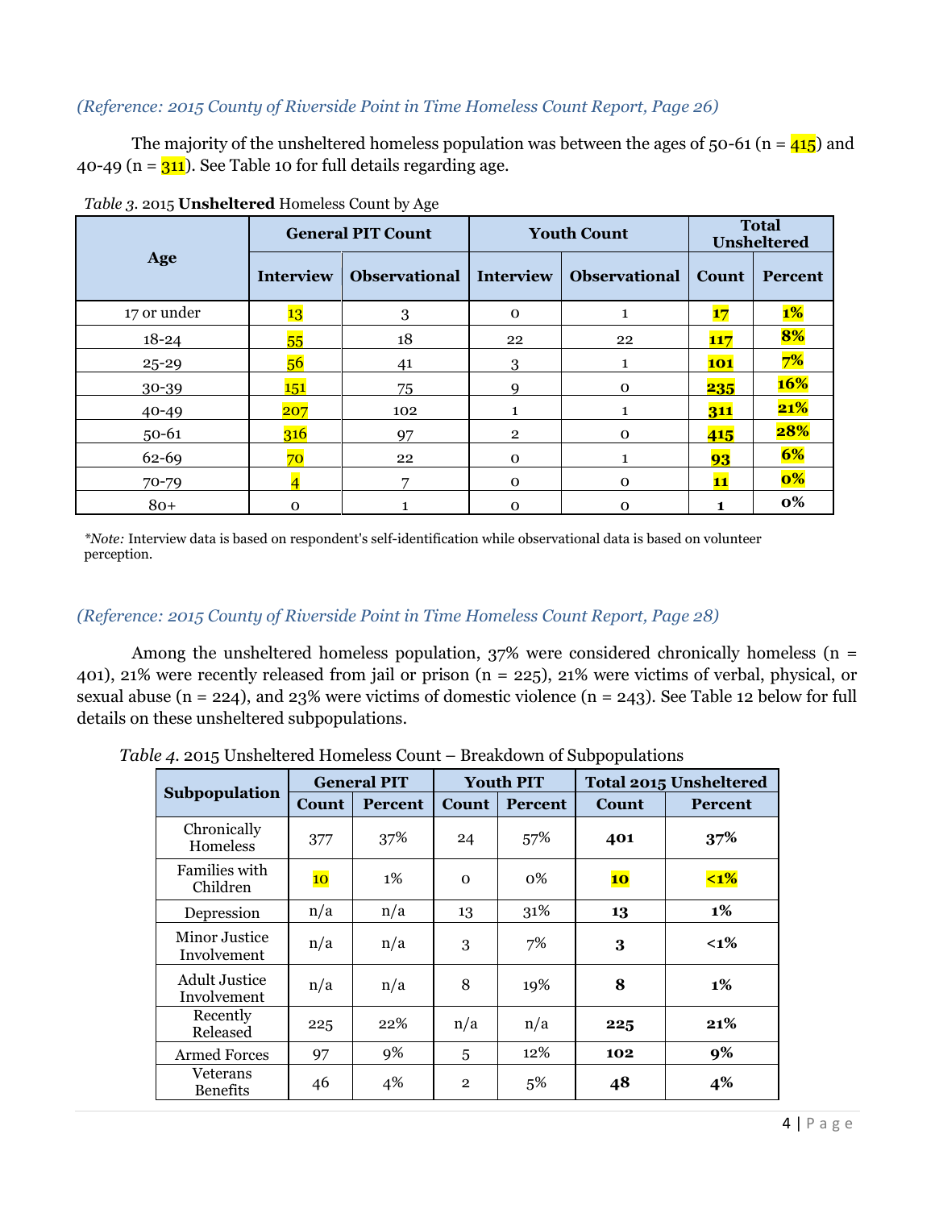*(Reference: 2015 County of Riverside Point in Time Homeless Count Report, Page 26)*

The majority of the unsheltered homeless population was between the ages of 50-61 (n = 415) and 40-49 (n = 311). See Table 10 for full details regarding age.

*Table 3.* 2015 **Unsheltered** Homeless Count by Age

| Age | General PIT Count | | Youth Count | | Total Unsheltered | |
|---|---|---|---|---|---|---|
| | Interview | Observational | Interview | Observational | Count | Percent |
| 17 or under | 13 | 3 | 0 | 1 | **17** | **1%** |
| 18-24 | 55 | 18 | 22 | 22 | **117** | **8%** |
| 25-29 | 56 | 41 | 3 | 1 | **101** | **7%** |
| 30-39 | 151 | 75 | 9 | 0 | **235** | **16%** |
| 40-49 | 207 | 102 | 1 | 1 | **311** | **21%** |
| 50-61 | 316 | 97 | 2 | 0 | **415** | **28%** |
| 62-69 | 70 | 22 | 0 | 1 | **93** | **6%** |
| 70-79 | 4 | 7 | 0 | 0 | **11** | **0%** |
| 80+ | 0 | 1 | 0 | 0 | **1** | **0%** |

**Note:* Interview data is based on respondent's self-identification while observational data is based on volunteer perception.

*(Reference: 2015 County of Riverside Point in Time Homeless Count Report, Page 28)*

Among the unsheltered homeless population, 37% were considered chronically homeless (n = 401), 21% were recently released from jail or prison (n = 225), 21% were victims of verbal, physical, or sexual abuse (n = 224), and 23% were victims of domestic violence (n = 243). See Table 12 below for full details on these unsheltered subpopulations.

*Table 4.* 2015 Unsheltered Homeless Count – Breakdown of Subpopulations

| Subpopulation | General PIT | | Youth PIT | | Total 2015 Unsheltered | |
|---|---|---|---|---|---|---|
| | Count | Percent | Count | Percent | Count | Percent |
| Chronically Homeless | 377 | 37% | 24 | 57% | **401** | **37%** |
| Families with Children | 10 | 1% | 0 | 0% | **10** | **<1%** |
| Depression | n/a | n/a | 13 | 31% | **13** | **1%** |
| Minor Justice Involvement | n/a | n/a | 3 | 7% | **3** | **<1%** |
| Adult Justice Involvement | n/a | n/a | 8 | 19% | **8** | **1%** |
| Recently Released | 225 | 22% | n/a | n/a | **225** | **21%** |
| Armed Forces | 97 | 9% | 5 | 12% | **102** | **9%** |
| Veterans Benefits | 46 | 4% | 2 | 5% | **48** | **4%** |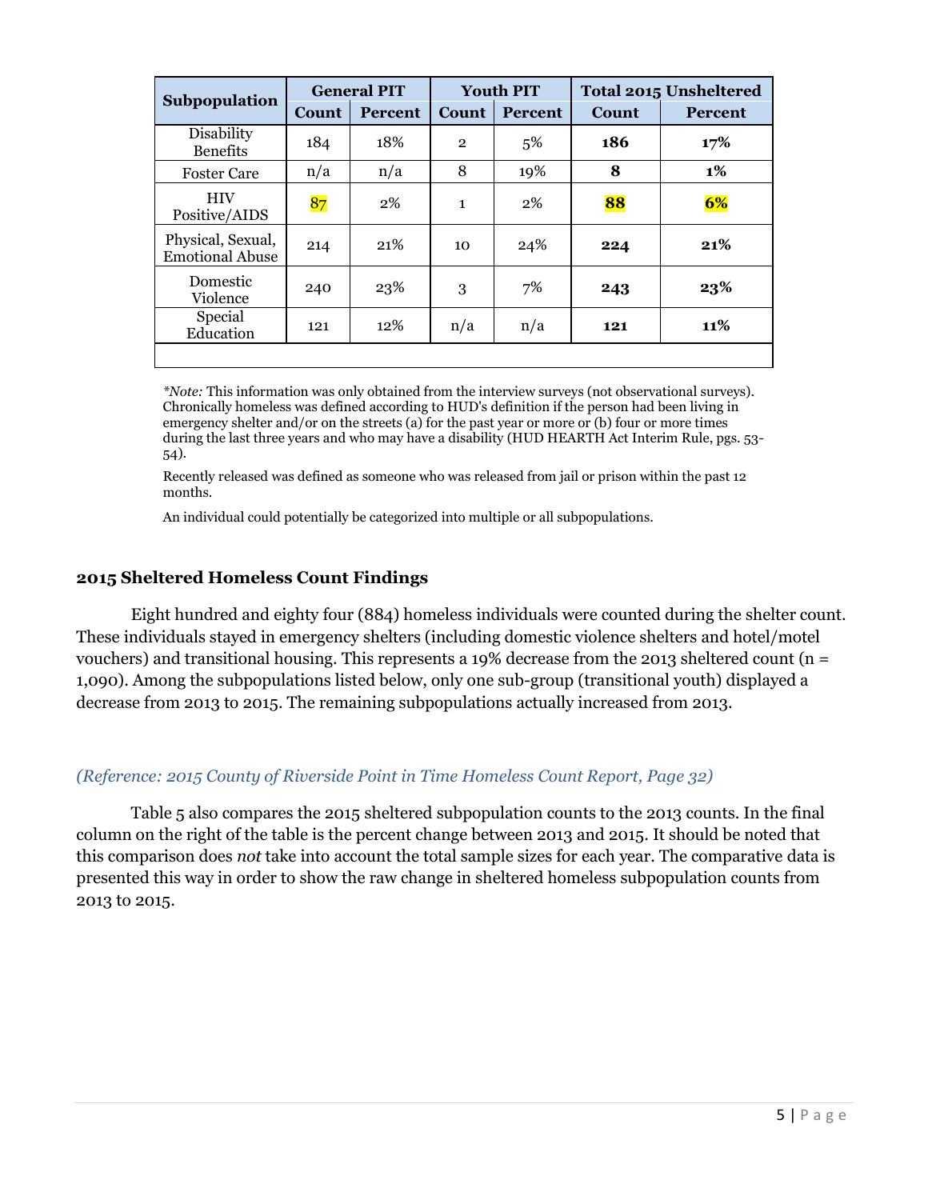| Subpopulation | General PIT | | Youth PIT | | Total 2015 Unsheltered | |
|---|---|---|---|---|---|---|
| | Count | Percent | Count | Percent | Count | Percent |
| Disability Benefits | 184 | 18% | 2 | 5% | **186** | **17%** |
| Foster Care | n/a | n/a | 8 | 19% | **8** | **1%** |
| HIV Positive/AIDS | 87 | 2% | 1 | 2% | **88** | **6%** |
| Physical, Sexual, Emotional Abuse | 214 | 21% | 10 | 24% | **224** | **21%** |
| Domestic Violence | 240 | 23% | 3 | 7% | **243** | **23%** |
| Special Education | 121 | 12% | n/a | n/a | **121** | **11%** |
| | | | | | | |

*Note:* This information was only obtained from the interview surveys (not observational surveys). Chronically homeless was defined according to HUD's definition if the person had been living in emergency shelter and/or on the streets (a) for the past year or more or (b) four or more times during the last three years and who may have a disability (HUD HEARTH Act Interim Rule, pgs. 53-54).

Recently released was defined as someone who was released from jail or prison within the past 12 months.

An individual could potentially be categorized into multiple or all subpopulations.

### 2015 Sheltered Homeless Count Findings

Eight hundred and eighty four (884) homeless individuals were counted during the shelter count. These individuals stayed in emergency shelters (including domestic violence shelters and hotel/motel vouchers) and transitional housing. This represents a 19% decrease from the 2013 sheltered count (n = 1,090). Among the subpopulations listed below, only one sub-group (transitional youth) displayed a decrease from 2013 to 2015. The remaining subpopulations actually increased from 2013.

*(Reference: 2015 County of Riverside Point in Time Homeless Count Report, Page 32)*

Table 5 also compares the 2015 sheltered subpopulation counts to the 2013 counts. In the final column on the right of the table is the percent change between 2013 and 2015. It should be noted that this comparison does *not* take into account the total sample sizes for each year. The comparative data is presented this way in order to show the raw change in sheltered homeless subpopulation counts from 2013 to 2015.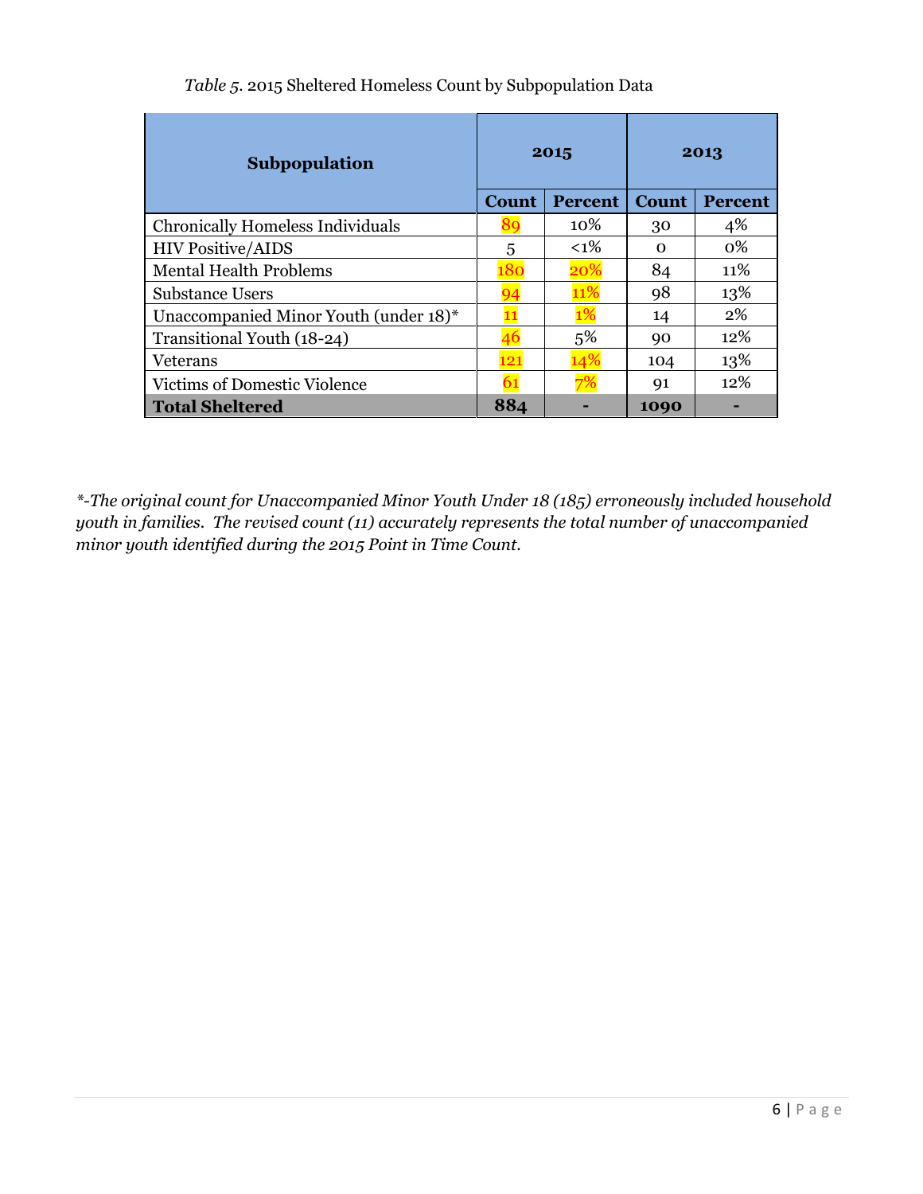*Table 5.* 2015 Sheltered Homeless Count by Subpopulation Data

| Subpopulation | 2015 | | 2013 | |
|---|---|---|---|---|
| | Count | Percent | Count | Percent |
| Chronically Homeless Individuals | 89 | 10% | 30 | 4% |
| HIV Positive/AIDS | 5 | <1% | 0 | 0% |
| Mental Health Problems | 180 | 20% | 84 | 11% |
| Substance Users | 94 | 11% | 98 | 13% |
| Unaccompanied Minor Youth (under 18)* | 11 | 1% | 14 | 2% |
| Transitional Youth (18-24) | 46 | 5% | 90 | 12% |
| Veterans | 121 | 14% | 104 | 13% |
| Victims of Domestic Violence | 61 | 7% | 91 | 12% |
| **Total Sheltered** | **884** | **-** | **1090** | **-** |

*\*-The original count for Unaccompanied Minor Youth Under 18 (185) erroneously included household youth in families. The revised count (11) accurately represents the total number of unaccompanied minor youth identified during the 2015 Point in Time Count.*